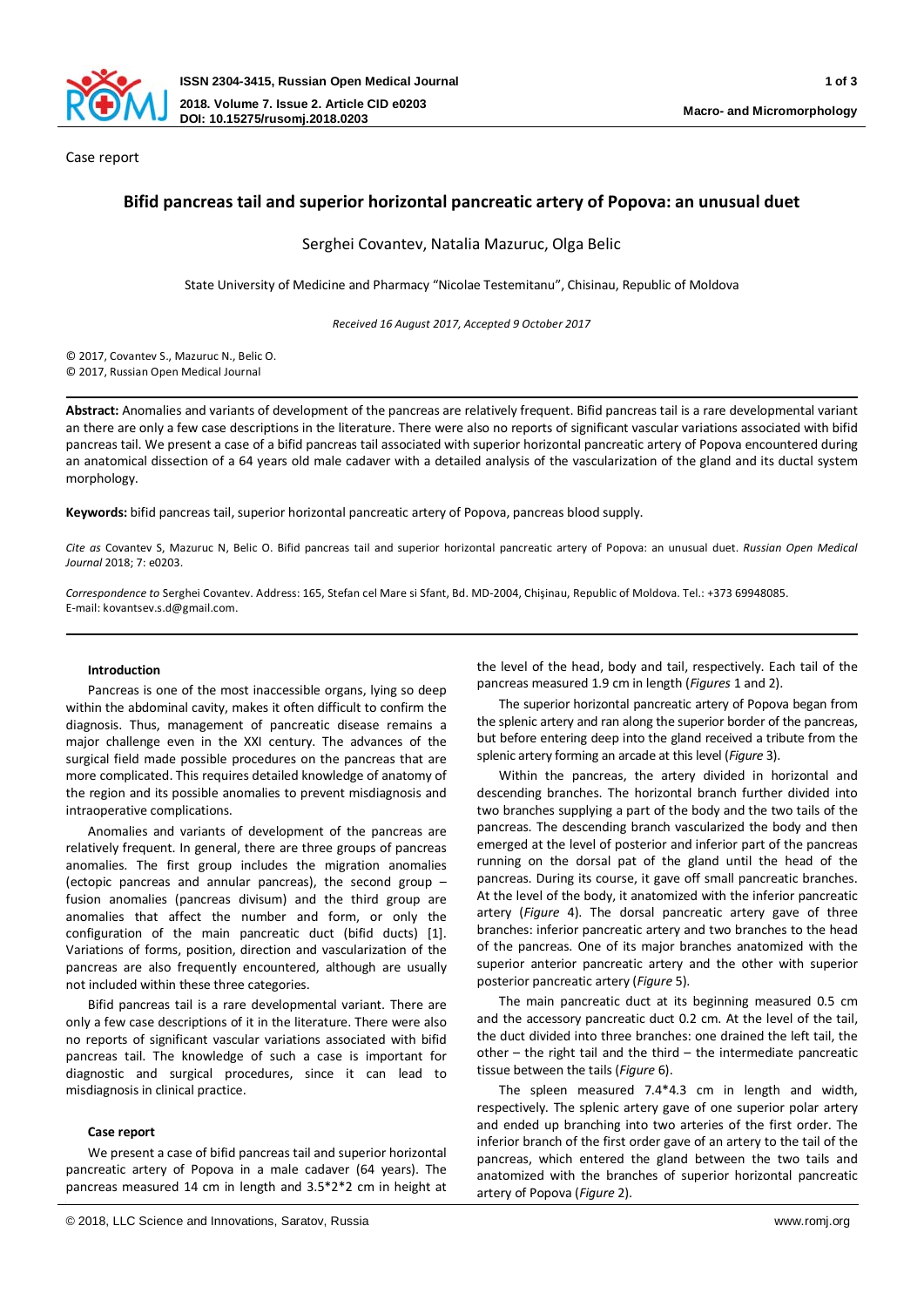Case report

# Bifid pancreas tail and superior horizontal pancreatic artery of Popova: an unusual duet

Serghei Covantev, Natalia Mazuruc, Olga Belic

State University of Medicine and Pharmacy "Nicolae Testemitanu", Chisinau, Republic of Moldova

*Received 16 August 2017, Accepted 9 October 2017*

© 2017, Covantev S., Mazuruc N., Belic O.
© 2017, Russian Open Medical Journal

**Abstract:** Anomalies and variants of development of the pancreas are relatively frequent. Bifid pancreas tail is a rare developmental variant an there are only a few case descriptions in the literature. There were also no reports of significant vascular variations associated with bifid pancreas tail. We present a case of a bifid pancreas tail associated with superior horizontal pancreatic artery of Popova encountered during an anatomical dissection of a 64 years old male cadaver with a detailed analysis of the vascularization of the gland and its ductal system morphology.

**Keywords:** bifid pancreas tail, superior horizontal pancreatic artery of Popova, pancreas blood supply.

*Cite as* Covantev S, Mazuruc N, Belic O. Bifid pancreas tail and superior horizontal pancreatic artery of Popova: an unusual duet. *Russian Open Medical Journal* 2018; 7: e0203.

*Correspondence to* Serghei Covantev. Address: 165, Stefan cel Mare si Sfant, Bd. MD-2004, Chişinau, Republic of Moldova. Tel.: +373 69948085. E-mail: kovantsev.s.d@gmail.com.

## Introduction

Pancreas is one of the most inaccessible organs, lying so deep within the abdominal cavity, makes it often difficult to confirm the diagnosis. Thus, management of pancreatic disease remains a major challenge even in the XXI century. The advances of the surgical field made possible procedures on the pancreas that are more complicated. This requires detailed knowledge of anatomy of the region and its possible anomalies to prevent misdiagnosis and intraoperative complications.

Anomalies and variants of development of the pancreas are relatively frequent. In general, there are three groups of pancreas anomalies. The first group includes the migration anomalies (ectopic pancreas and annular pancreas), the second group – fusion anomalies (pancreas divisum) and the third group are anomalies that affect the number and form, or only the configuration of the main pancreatic duct (bifid ducts) [1]. Variations of forms, position, direction and vascularization of the pancreas are also frequently encountered, although are usually not included within these three categories.

Bifid pancreas tail is a rare developmental variant. There are only a few case descriptions of it in the literature. There were also no reports of significant vascular variations associated with bifid pancreas tail. The knowledge of such a case is important for diagnostic and surgical procedures, since it can lead to misdiagnosis in clinical practice.

## Case report

We present a case of bifid pancreas tail and superior horizontal pancreatic artery of Popova in a male cadaver (64 years). The pancreas measured 14 cm in length and 3.5\*2\*2 cm in height at the level of the head, body and tail, respectively. Each tail of the pancreas measured 1.9 cm in length (*Figures* 1 and 2).

The superior horizontal pancreatic artery of Popova began from the splenic artery and ran along the superior border of the pancreas, but before entering deep into the gland received a tribute from the splenic artery forming an arcade at this level (*Figure* 3).

Within the pancreas, the artery divided in horizontal and descending branches. The horizontal branch further divided into two branches supplying a part of the body and the two tails of the pancreas. The descending branch vascularized the body and then emerged at the level of posterior and inferior part of the pancreas running on the dorsal pat of the gland until the head of the pancreas. During its course, it gave off small pancreatic branches. At the level of the body, it anatomized with the inferior pancreatic artery (*Figure* 4). The dorsal pancreatic artery gave of three branches: inferior pancreatic artery and two branches to the head of the pancreas. One of its major branches anatomized with the superior anterior pancreatic artery and the other with superior posterior pancreatic artery (*Figure* 5).

The main pancreatic duct at its beginning measured 0.5 cm and the accessory pancreatic duct 0.2 cm. At the level of the tail, the duct divided into three branches: one drained the left tail, the other – the right tail and the third – the intermediate pancreatic tissue between the tails (*Figure* 6).

The spleen measured 7.4\*4.3 cm in length and width, respectively. The splenic artery gave of one superior polar artery and ended up branching into two arteries of the first order. The inferior branch of the first order gave of an artery to the tail of the pancreas, which entered the gland between the two tails and anatomized with the branches of superior horizontal pancreatic artery of Popova (*Figure* 2).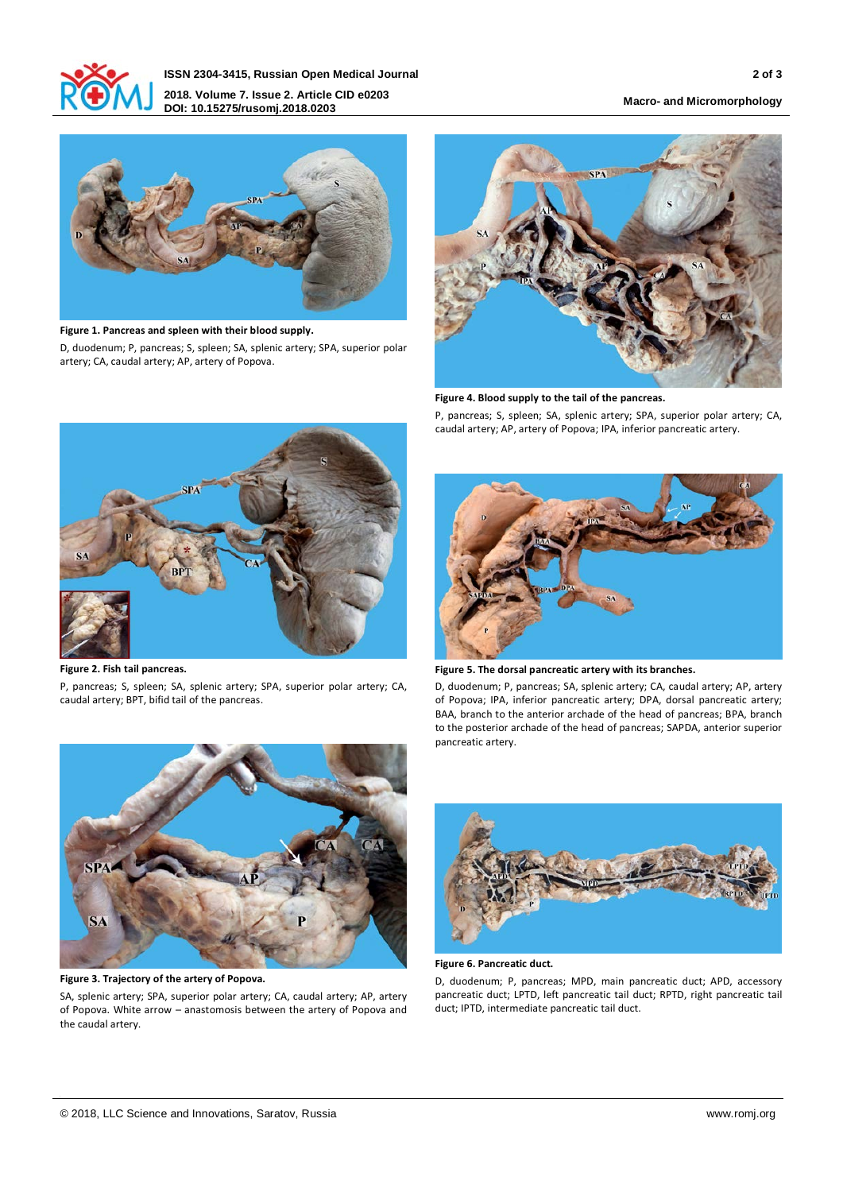**Figure 1. Pancreas and spleen with their blood supply.**

D, duodenum; P, pancreas; S, spleen; SA, splenic artery; SPA, superior polar artery; CA, caudal artery; AP, artery of Popova.

**Figure 2. Fish tail pancreas.**

P, pancreas; S, spleen; SA, splenic artery; SPA, superior polar artery; CA, caudal artery; BPT, bifid tail of the pancreas.

**Figure 3. Trajectory of the artery of Popova.**

SA, splenic artery; SPA, superior polar artery; CA, caudal artery; AP, artery of Popova. White arrow – anastomosis between the artery of Popova and the caudal artery.

**Figure 4. Blood supply to the tail of the pancreas.**

P, pancreas; S, spleen; SA, splenic artery; SPA, superior polar artery; CA, caudal artery; AP, artery of Popova; IPA, inferior pancreatic artery.

**Figure 5. The dorsal pancreatic artery with its branches.**

D, duodenum; P, pancreas; SA, splenic artery; CA, caudal artery; AP, artery of Popova; IPA, inferior pancreatic artery; DPA, dorsal pancreatic artery; BAA, branch to the anterior archade of the head of pancreas; BPA, branch to the posterior archade of the head of pancreas; SAPDA, anterior superior pancreatic artery.

**Figure 6. Pancreatic duct.**

D, duodenum; P, pancreas; MPD, main pancreatic duct; APD, accessory pancreatic duct; LPTD, left pancreatic tail duct; RPTD, right pancreatic tail duct; IPTD, intermediate pancreatic tail duct.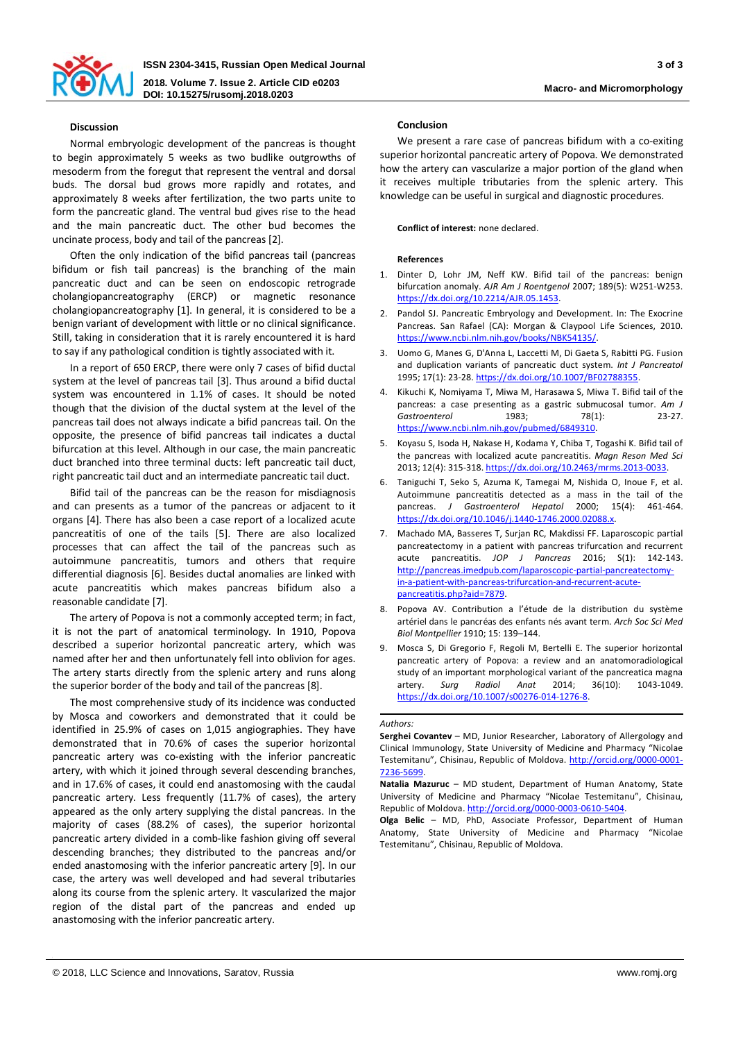## Discussion

Normal embryologic development of the pancreas is thought to begin approximately 5 weeks as two budlike outgrowths of mesoderm from the foregut that represent the ventral and dorsal buds. The dorsal bud grows more rapidly and rotates, and approximately 8 weeks after fertilization, the two parts unite to form the pancreatic gland. The ventral bud gives rise to the head and the main pancreatic duct. The other bud becomes the uncinate process, body and tail of the pancreas [2].

Often the only indication of the bifid pancreas tail (pancreas bifidum or fish tail pancreas) is the branching of the main pancreatic duct and can be seen on endoscopic retrograde cholangiopancreatography (ERCP) or magnetic resonance cholangiopancreatography [1]. In general, it is considered to be a benign variant of development with little or no clinical significance. Still, taking in consideration that it is rarely encountered it is hard to say if any pathological condition is tightly associated with it.

In a report of 650 ERCP, there were only 7 cases of bifid ductal system at the level of pancreas tail [3]. Thus around a bifid ductal system was encountered in 1.1% of cases. It should be noted though that the division of the ductal system at the level of the pancreas tail does not always indicate a bifid pancreas tail. On the opposite, the presence of bifid pancreas tail indicates a ductal bifurcation at this level. Although in our case, the main pancreatic duct branched into three terminal ducts: left pancreatic tail duct, right pancreatic tail duct and an intermediate pancreatic tail duct.

Bifid tail of the pancreas can be the reason for misdiagnosis and can presents as a tumor of the pancreas or adjacent to it organs [4]. There has also been a case report of a localized acute pancreatitis of one of the tails [5]. There are also localized processes that can affect the tail of the pancreas such as autoimmune pancreatitis, tumors and others that require differential diagnosis [6]. Besides ductal anomalies are linked with acute pancreatitis which makes pancreas bifidum also a reasonable candidate [7].

The artery of Popova is not a commonly accepted term; in fact, it is not the part of anatomical terminology. In 1910, Popova described a superior horizontal pancreatic artery, which was named after her and then unfortunately fell into oblivion for ages. The artery starts directly from the splenic artery and runs along the superior border of the body and tail of the pancreas [8].

The most comprehensive study of its incidence was conducted by Mosca and coworkers and demonstrated that it could be identified in 25.9% of cases on 1,015 angiographies. They have demonstrated that in 70.6% of cases the superior horizontal pancreatic artery was co-existing with the inferior pancreatic artery, with which it joined through several descending branches, and in 17.6% of cases, it could end anastomosing with the caudal pancreatic artery. Less frequently (11.7% of cases), the artery appeared as the only artery supplying the distal pancreas. In the majority of cases (88.2% of cases), the superior horizontal pancreatic artery divided in a comb-like fashion giving off several descending branches; they distributed to the pancreas and/or ended anastomosing with the inferior pancreatic artery [9]. In our case, the artery was well developed and had several tributaries along its course from the splenic artery. It vascularized the major region of the distal part of the pancreas and ended up anastomosing with the inferior pancreatic artery.

## Conclusion

We present a rare case of pancreas bifidum with a co-exiting superior horizontal pancreatic artery of Popova. We demonstrated how the artery can vascularize a major portion of the gland when it receives multiple tributaries from the splenic artery. This knowledge can be useful in surgical and diagnostic procedures.

**Conflict of interest:** none declared.

### References

1. Dinter D, Lohr JM, Neff KW. Bifid tail of the pancreas: benign bifurcation anomaly. *AJR Am J Roentgenol* 2007; 189(5): W251-W253. https://dx.doi.org/10.2214/AJR.05.1453.
2. Pandol SJ. Pancreatic Embryology and Development. In: The Exocrine Pancreas. San Rafael (CA): Morgan & Claypool Life Sciences, 2010. https://www.ncbi.nlm.nih.gov/books/NBK54135/.
3. Uomo G, Manes G, D'Anna L, Laccetti M, Di Gaeta S, Rabitti PG. Fusion and duplication variants of pancreatic duct system. *Int J Pancreatol* 1995; 17(1): 23-28. https://dx.doi.org/10.1007/BF02788355.
4. Kikuchi K, Nomiyama T, Miwa M, Harasawa S, Miwa T. Bifid tail of the pancreas: a case presenting as a gastric submucosal tumor. *Am J Gastroenterol* 1983; 78(1): 23-27. https://www.ncbi.nlm.nih.gov/pubmed/6849310.
5. Koyasu S, Isoda H, Nakase H, Kodama Y, Chiba T, Togashi K. Bifid tail of the pancreas with localized acute pancreatitis. *Magn Reson Med Sci* 2013; 12(4): 315-318. https://dx.doi.org/10.2463/mrms.2013-0033.
6. Taniguchi T, Seko S, Azuma K, Tamegai M, Nishida O, Inoue F, et al. Autoimmune pancreatitis detected as a mass in the tail of the pancreas. *J Gastroenterol Hepatol* 2000; 15(4): 461-464. https://dx.doi.org/10.1046/j.1440-1746.2000.02088.x.
7. Machado MA, Basseres T, Surjan RC, Makdissi FF. Laparoscopic partial pancreatectomy in a patient with pancreas trifurcation and recurrent acute pancreatitis. *JOP J Pancreas* 2016; S(1): 142-143. http://pancreas.imedpub.com/laparoscopic-partial-pancreatectomy-in-a-patient-with-pancreas-trifurcation-and-recurrent-acute-pancreatitis.php?aid=7879.
8. Popova AV. Contribution a l'étude de la distribution du système artériel dans le pancréas des enfants nés avant term. *Arch Soc Sci Med Biol Montpellier* 1910; 15: 139–144.
9. Mosca S, Di Gregorio F, Regoli M, Bertelli E. The superior horizontal pancreatic artery of Popova: a review and an anatomoradiological study of an important morphological variant of the pancreatica magna artery. *Surg Radiol Anat* 2014; 36(10): 1043-1049. https://dx.doi.org/10.1007/s00276-014-1276-8.

*Authors:*

**Serghei Covantev** – MD, Junior Researcher, Laboratory of Allergology and Clinical Immunology, State University of Medicine and Pharmacy "Nicolae Testemitanu", Chisinau, Republic of Moldova. http://orcid.org/0000-0001-7236-5699.

**Natalia Mazuruc** – MD student, Department of Human Anatomy, State University of Medicine and Pharmacy "Nicolae Testemitanu", Chisinau, Republic of Moldova. http://orcid.org/0000-0003-0610-5404.

**Olga Belic** – MD, PhD, Associate Professor, Department of Human Anatomy, State University of Medicine and Pharmacy "Nicolae Testemitanu", Chisinau, Republic of Moldova.